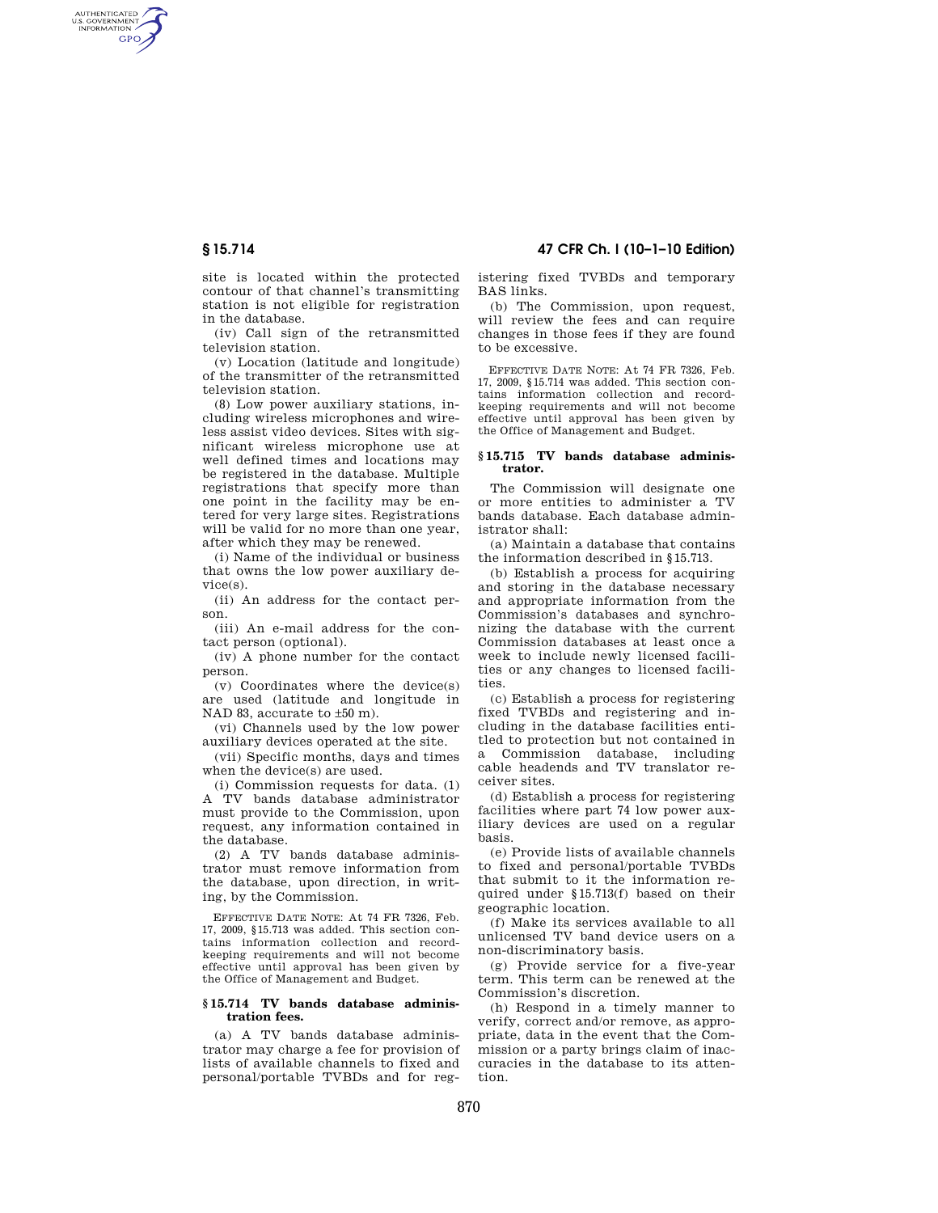site is located within the protected contour of that channel's transmitting station is not eligible for registration in the database.

(iv) Call sign of the retransmitted television station.

(v) Location (latitude and longitude) of the transmitter of the retransmitted television station.

(8) Low power auxiliary stations, including wireless microphones and wireless assist video devices. Sites with significant wireless microphone use at well defined times and locations may be registered in the database. Multiple registrations that specify more than one point in the facility may be entered for very large sites. Registrations will be valid for no more than one year, after which they may be renewed.

(i) Name of the individual or business that owns the low power auxiliary device(s).

(ii) An address for the contact person.

(iii) An e-mail address for the contact person (optional).

(iv) A phone number for the contact person.

(v) Coordinates where the device(s) are used (latitude and longitude in NAD 83, accurate to ±50 m).

(vi) Channels used by the low power auxiliary devices operated at the site.

(vii) Specific months, days and times when the device(s) are used.

(i) Commission requests for data. (1) A TV bands database administrator must provide to the Commission, upon request, any information contained in the database.

(2) A TV bands database administrator must remove information from the database, upon direction, in writing, by the Commission.

EFFECTIVE DATE NOTE: At 74 FR 7326, Feb. 17, 2009, §15.713 was added. This section contains information collection and recordkeeping requirements and will not become effective until approval has been given by the Office of Management and Budget.

### § 15.714 TV bands database administration fees.

(a) A TV bands database administrator may charge a fee for provision of lists of available channels to fixed and personal/portable TVBDs and for registering fixed TVBDs and temporary BAS links.

(b) The Commission, upon request, will review the fees and can require changes in those fees if they are found to be excessive.

EFFECTIVE DATE NOTE: At 74 FR 7326, Feb. 17, 2009, §15.714 was added. This section contains information collection and recordkeeping requirements and will not become effective until approval has been given by the Office of Management and Budget.

### § 15.715 TV bands database administrator.

The Commission will designate one or more entities to administer a TV bands database. Each database administrator shall:

(a) Maintain a database that contains the information described in §15.713.

(b) Establish a process for acquiring and storing in the database necessary and appropriate information from the Commission's databases and synchronizing the database with the current Commission databases at least once a week to include newly licensed facilities or any changes to licensed facilities.

(c) Establish a process for registering fixed TVBDs and registering and including in the database facilities entitled to protection but not contained in a Commission database, including cable headends and TV translator receiver sites.

(d) Establish a process for registering facilities where part 74 low power auxiliary devices are used on a regular basis.

(e) Provide lists of available channels to fixed and personal/portable TVBDs that submit to it the information required under §15.713(f) based on their geographic location.

(f) Make its services available to all unlicensed TV band device users on a non-discriminatory basis.

(g) Provide service for a five-year term. This term can be renewed at the Commission's discretion.

(h) Respond in a timely manner to verify, correct and/or remove, as appropriate, data in the event that the Commission or a party brings claim of inaccuracies in the database to its attention.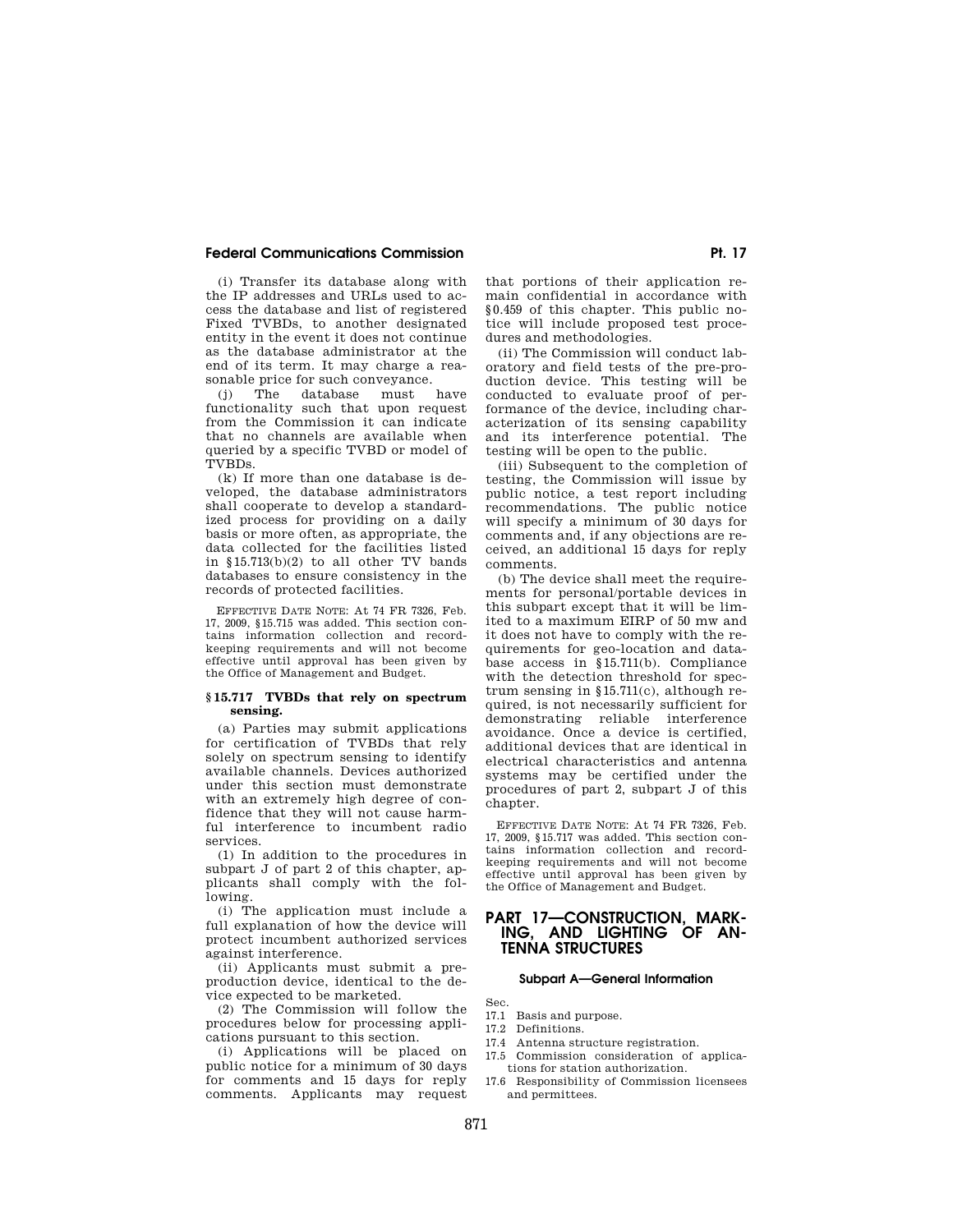(i) Transfer its database along with the IP addresses and URLs used to access the database and list of registered Fixed TVBDs, to another designated entity in the event it does not continue as the database administrator at the end of its term. It may charge a reasonable price for such conveyance.

(j) The database must have functionality such that upon request from the Commission it can indicate that no channels are available when queried by a specific TVBD or model of TVBDs.

(k) If more than one database is developed, the database administrators shall cooperate to develop a standardized process for providing on a daily basis or more often, as appropriate, the data collected for the facilities listed in §15.713(b)(2) to all other TV bands databases to ensure consistency in the records of protected facilities.

EFFECTIVE DATE NOTE: At 74 FR 7326, Feb. 17, 2009, §15.715 was added. This section contains information collection and recordkeeping requirements and will not become effective until approval has been given by the Office of Management and Budget.

### § 15.717 TVBDs that rely on spectrum sensing.

(a) Parties may submit applications for certification of TVBDs that rely solely on spectrum sensing to identify available channels. Devices authorized under this section must demonstrate with an extremely high degree of confidence that they will not cause harmful interference to incumbent radio services.

(1) In addition to the procedures in subpart J of part 2 of this chapter, applicants shall comply with the following.

(i) The application must include a full explanation of how the device will protect incumbent authorized services against interference.

(ii) Applicants must submit a pre-production device, identical to the device expected to be marketed.

(2) The Commission will follow the procedures below for processing applications pursuant to this section.

(i) Applications will be placed on public notice for a minimum of 30 days for comments and 15 days for reply comments. Applicants may request that portions of their application remain confidential in accordance with §0.459 of this chapter. This public notice will include proposed test procedures and methodologies.

(ii) The Commission will conduct laboratory and field tests of the pre-production device. This testing will be conducted to evaluate proof of performance of the device, including characterization of its sensing capability and its interference potential. The testing will be open to the public.

(iii) Subsequent to the completion of testing, the Commission will issue by public notice, a test report including recommendations. The public notice will specify a minimum of 30 days for comments and, if any objections are received, an additional 15 days for reply comments.

(b) The device shall meet the requirements for personal/portable devices in this subpart except that it will be limited to a maximum EIRP of 50 mw and it does not have to comply with the requirements for geo-location and database access in §15.711(b). Compliance with the detection threshold for spectrum sensing in §15.711(c), although required, is not necessarily sufficient for demonstrating reliable interference avoidance. Once a device is certified, additional devices that are identical in electrical characteristics and antenna systems may be certified under the procedures of part 2, subpart J of this chapter.

EFFECTIVE DATE NOTE: At 74 FR 7326, Feb. 17, 2009, §15.717 was added. This section contains information collection and recordkeeping requirements and will not become effective until approval has been given by the Office of Management and Budget.

# PART 17—CONSTRUCTION, MARKING, AND LIGHTING OF ANTENNA STRUCTURES

## Subpart A—General Information

Sec.
17.1 Basis and purpose.
17.2 Definitions.
17.4 Antenna structure registration.
17.5 Commission consideration of applications for station authorization.
17.6 Responsibility of Commission licensees and permittees.